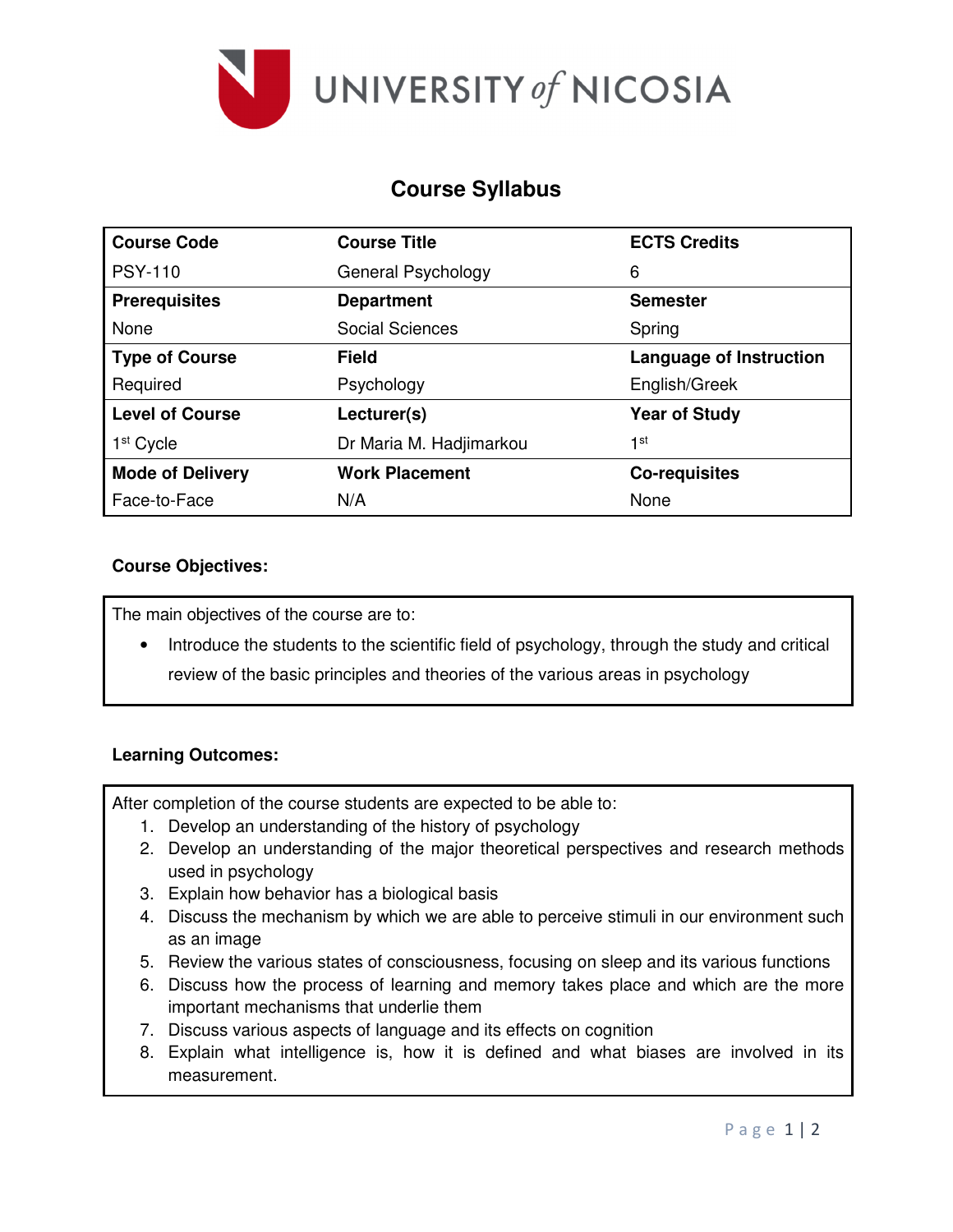UNIVERSITY *of* NICOSIA

# Course Syllabus

| Course Code | Course Title | ECTS Credits |
|---|---|---|
| PSY-110 | General Psychology | 6 |
| **Prerequisites** | **Department** | **Semester** |
| None | Social Sciences | Spring |
| **Type of Course** | **Field** | **Language of Instruction** |
| Required | Psychology | English/Greek |
| **Level of Course** | **Lecturer(s)** | **Year of Study** |
| 1st Cycle | Dr Maria M. Hadjimarkou | 1st |
| **Mode of Delivery** | **Work Placement** | **Co-requisites** |
| Face-to-Face | N/A | None |

**Course Objectives:**

The main objectives of the course are to:

- Introduce the students to the scientific field of psychology, through the study and critical review of the basic principles and theories of the various areas in psychology

**Learning Outcomes:**

After completion of the course students are expected to be able to:

1. Develop an understanding of the history of psychology
2. Develop an understanding of the major theoretical perspectives and research methods used in psychology
3. Explain how behavior has a biological basis
4. Discuss the mechanism by which we are able to perceive stimuli in our environment such as an image
5. Review the various states of consciousness, focusing on sleep and its various functions
6. Discuss how the process of learning and memory takes place and which are the more important mechanisms that underlie them
7. Discuss various aspects of language and its effects on cognition
8. Explain what intelligence is, how it is defined and what biases are involved in its measurement.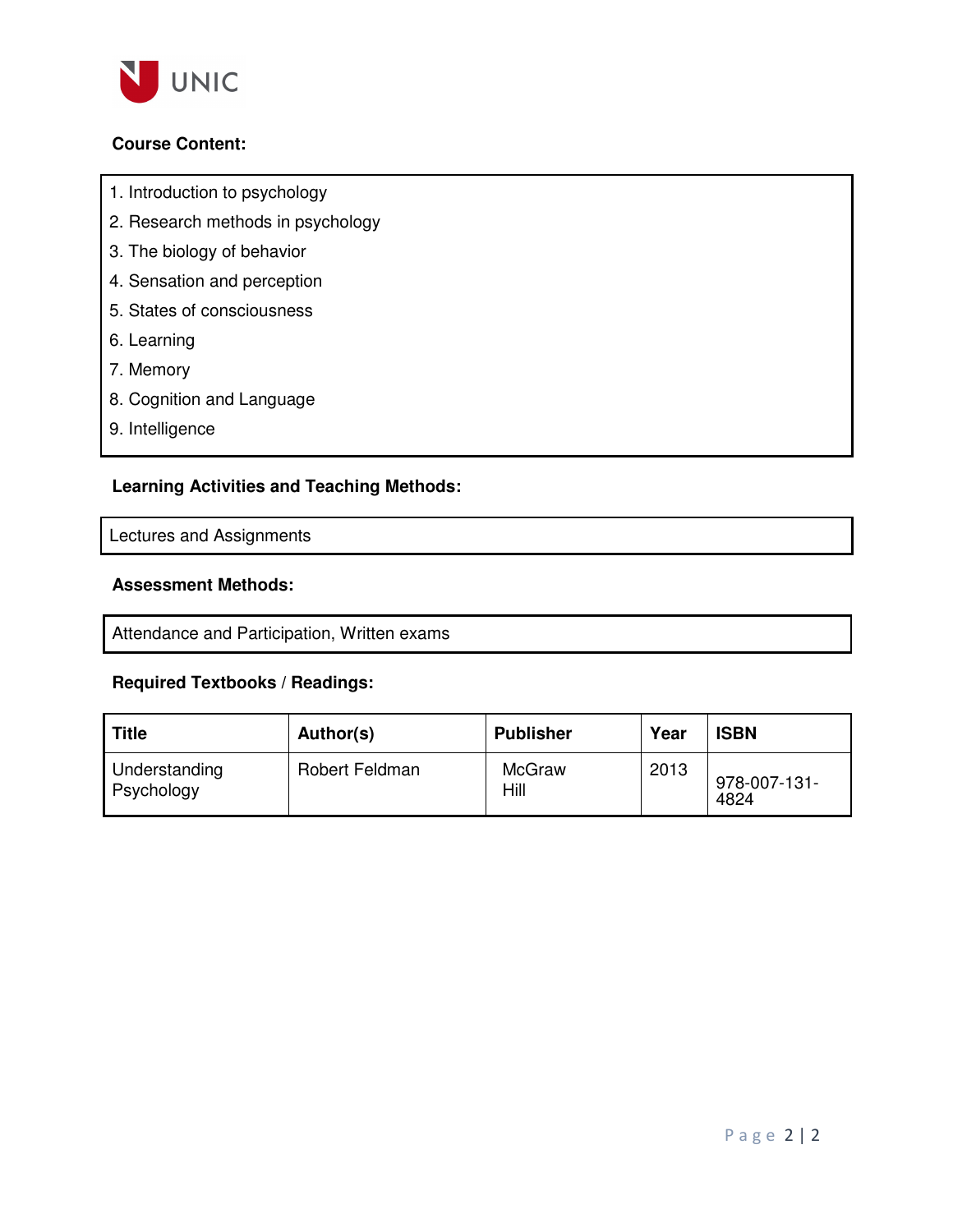**Course Content:**

1. Introduction to psychology
2. Research methods in psychology
3. The biology of behavior
4. Sensation and perception
5. States of consciousness
6. Learning
7. Memory
8. Cognition and Language
9. Intelligence

**Learning Activities and Teaching Methods:**

Lectures and Assignments

**Assessment Methods:**

Attendance and Participation, Written exams

**Required Textbooks / Readings:**

| Title | Author(s) | Publisher | Year | ISBN |
|---|---|---|---|---|
| Understanding Psychology | Robert Feldman | McGraw Hill | 2013 | 978-007-131-4824 |